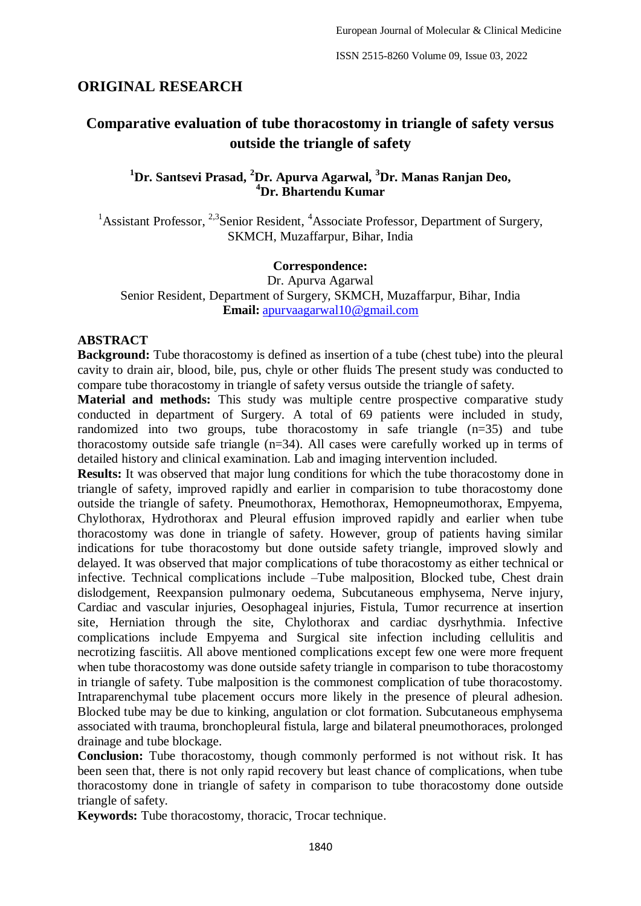## ORIGINAL RESEARCH

# Comparative evaluation of tube thoracostomy in triangle of safety versus outside the triangle of safety

**[1]Dr. Santsevi Prasad, [2]Dr. Apurva Agarwal, [3]Dr. Manas Ranjan Deo, [4]Dr. Bhartendu Kumar**

[1]Assistant Professor, [2,3]Senior Resident, [4]Associate Professor, Department of Surgery, SKMCH, Muzaffarpur, Bihar, India

**Correspondence:**
Dr. Apurva Agarwal
Senior Resident, Department of Surgery, SKMCH, Muzaffarpur, Bihar, India
**Email:** apurvaagarwal10@gmail.com

## ABSTRACT

**Background:** Tube thoracostomy is defined as insertion of a tube (chest tube) into the pleural cavity to drain air, blood, bile, pus, chyle or other fluids The present study was conducted to compare tube thoracostomy in triangle of safety versus outside the triangle of safety.

**Material and methods:** This study was multiple centre prospective comparative study conducted in department of Surgery. A total of 69 patients were included in study, randomized into two groups, tube thoracostomy in safe triangle (n=35) and tube thoracostomy outside safe triangle (n=34). All cases were carefully worked up in terms of detailed history and clinical examination. Lab and imaging intervention included.

**Results:** It was observed that major lung conditions for which the tube thoracostomy done in triangle of safety, improved rapidly and earlier in comparision to tube thoracostomy done outside the triangle of safety. Pneumothorax, Hemothorax, Hemopneumothorax, Empyema, Chylothorax, Hydrothorax and Pleural effusion improved rapidly and earlier when tube thoracostomy was done in triangle of safety. However, group of patients having similar indications for tube thoracostomy but done outside safety triangle, improved slowly and delayed. It was observed that major complications of tube thoracostomy as either technical or infective. Technical complications include –Tube malposition, Blocked tube, Chest drain dislodgement, Reexpansion pulmonary oedema, Subcutaneous emphysema, Nerve injury, Cardiac and vascular injuries, Oesophageal injuries, Fistula, Tumor recurrence at insertion site, Herniation through the site, Chylothorax and cardiac dysrhythmia. Infective complications include Empyema and Surgical site infection including cellulitis and necrotizing fasciitis. All above mentioned complications except few one were more frequent when tube thoracostomy was done outside safety triangle in comparison to tube thoracostomy in triangle of safety. Tube malposition is the commonest complication of tube thoracostomy. Intraparenchymal tube placement occurs more likely in the presence of pleural adhesion. Blocked tube may be due to kinking, angulation or clot formation. Subcutaneous emphysema associated with trauma, bronchopleural fistula, large and bilateral pneumothoraces, prolonged drainage and tube blockage.

**Conclusion:** Tube thoracostomy, though commonly performed is not without risk. It has been seen that, there is not only rapid recovery but least chance of complications, when tube thoracostomy done in triangle of safety in comparison to tube thoracostomy done outside triangle of safety.

**Keywords:** Tube thoracostomy, thoracic, Trocar technique.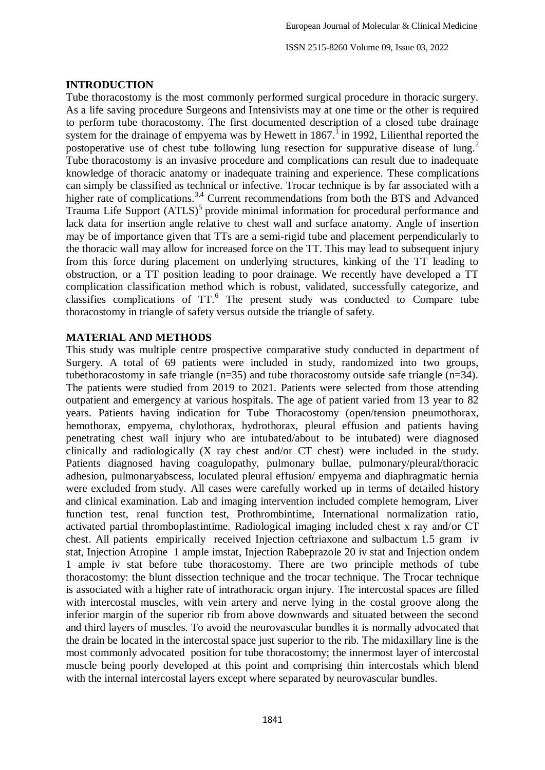## INTRODUCTION

Tube thoracostomy is the most commonly performed surgical procedure in thoracic surgery. As a life saving procedure Surgeons and Intensivists may at one time or the other is required to perform tube thoracostomy. The first documented description of a closed tube drainage system for the drainage of empyema was by Hewett in 1867.[1] in 1992, Lilienthal reported the postoperative use of chest tube following lung resection for suppurative disease of lung.[2] Tube thoracostomy is an invasive procedure and complications can result due to inadequate knowledge of thoracic anatomy or inadequate training and experience. These complications can simply be classified as technical or infective. Trocar technique is by far associated with a higher rate of complications.[3,4] Current recommendations from both the BTS and Advanced Trauma Life Support (ATLS)[5] provide minimal information for procedural performance and lack data for insertion angle relative to chest wall and surface anatomy. Angle of insertion may be of importance given that TTs are a semi-rigid tube and placement perpendicularly to the thoracic wall may allow for increased force on the TT. This may lead to subsequent injury from this force during placement on underlying structures, kinking of the TT leading to obstruction, or a TT position leading to poor drainage. We recently have developed a TT complication classification method which is robust, validated, successfully categorize, and classifies complications of TT.[6] The present study was conducted to Compare tube thoracostomy in triangle of safety versus outside the triangle of safety.

## MATERIAL AND METHODS

This study was multiple centre prospective comparative study conducted in department of Surgery. A total of 69 patients were included in study, randomized into two groups, tubethoracostomy in safe triangle (n=35) and tube thoracostomy outside safe triangle (n=34). The patients were studied from 2019 to 2021. Patients were selected from those attending outpatient and emergency at various hospitals. The age of patient varied from 13 year to 82 years. Patients having indication for Tube Thoracostomy (open/tension pneumothorax, hemothorax, empyema, chylothorax, hydrothorax, pleural effusion and patients having penetrating chest wall injury who are intubated/about to be intubated) were diagnosed clinically and radiologically (X ray chest and/or CT chest) were included in the study. Patients diagnosed having coagulopathy, pulmonary bullae, pulmonary/pleural/thoracic adhesion, pulmonaryabscess, loculated pleural effusion/ empyema and diaphragmatic hernia were excluded from study. All cases were carefully worked up in terms of detailed history and clinical examination. Lab and imaging intervention included complete hemogram, Liver function test, renal function test, Prothrombintime, International normalization ratio, activated partial thromboplastintime. Radiological imaging included chest x ray and/or CT chest. All patients empirically received Injection ceftriaxone and sulbactum 1.5 gram iv stat, Injection Atropine 1 ample imstat, Injection Rabeprazole 20 iv stat and Injection ondem 1 ample iv stat before tube thoracostomy. There are two principle methods of tube thoracostomy: the blunt dissection technique and the trocar technique. The Trocar technique is associated with a higher rate of intrathoracic organ injury. The intercostal spaces are filled with intercostal muscles, with vein artery and nerve lying in the costal groove along the inferior margin of the superior rib from above downwards and situated between the second and third layers of muscles. To avoid the neurovascular bundles it is normally advocated that the drain be located in the intercostal space just superior to the rib. The midaxillary line is the most commonly advocated position for tube thoracostomy; the innermost layer of intercostal muscle being poorly developed at this point and comprising thin intercostals which blend with the internal intercostal layers except where separated by neurovascular bundles.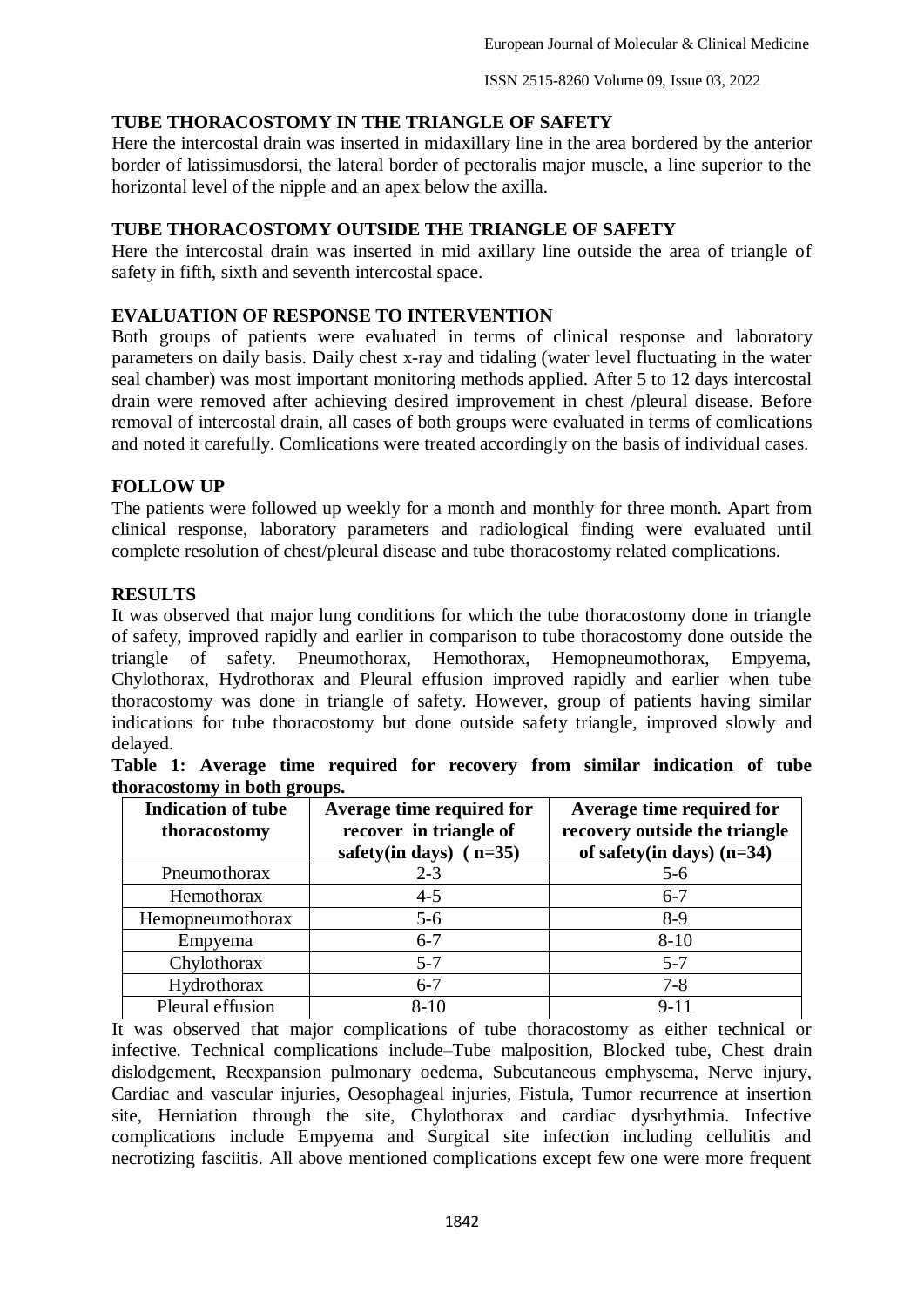## TUBE THORACOSTOMY IN THE TRIANGLE OF SAFETY

Here the intercostal drain was inserted in midaxillary line in the area bordered by the anterior border of latissimusdorsi, the lateral border of pectoralis major muscle, a line superior to the horizontal level of the nipple and an apex below the axilla.

## TUBE THORACOSTOMY OUTSIDE THE TRIANGLE OF SAFETY

Here the intercostal drain was inserted in mid axillary line outside the area of triangle of safety in fifth, sixth and seventh intercostal space.

## EVALUATION OF RESPONSE TO INTERVENTION

Both groups of patients were evaluated in terms of clinical response and laboratory parameters on daily basis. Daily chest x-ray and tidaling (water level fluctuating in the water seal chamber) was most important monitoring methods applied. After 5 to 12 days intercostal drain were removed after achieving desired improvement in chest /pleural disease. Before removal of intercostal drain, all cases of both groups were evaluated in terms of comlications and noted it carefully. Comlications were treated accordingly on the basis of individual cases.

## FOLLOW UP

The patients were followed up weekly for a month and monthly for three month. Apart from clinical response, laboratory parameters and radiological finding were evaluated until complete resolution of chest/pleural disease and tube thoracostomy related complications.

## RESULTS

It was observed that major lung conditions for which the tube thoracostomy done in triangle of safety, improved rapidly and earlier in comparison to tube thoracostomy done outside the triangle of safety. Pneumothorax, Hemothorax, Hemopneumothorax, Empyema, Chylothorax, Hydrothorax and Pleural effusion improved rapidly and earlier when tube thoracostomy was done in triangle of safety. However, group of patients having similar indications for tube thoracostomy but done outside safety triangle, improved slowly and delayed.

**Table 1: Average time required for recovery from similar indication of tube thoracostomy in both groups.**

| Indication of tube thoracostomy | Average time required for recover in triangle of safety(in days) (n=35) | Average time required for recovery outside the triangle of safety(in days) (n=34) |
|---|---|---|
| Pneumothorax | 2-3 | 5-6 |
| Hemothorax | 4-5 | 6-7 |
| Hemopneumothorax | 5-6 | 8-9 |
| Empyema | 6-7 | 8-10 |
| Chylothorax | 5-7 | 5-7 |
| Hydrothorax | 6-7 | 7-8 |
| Pleural effusion | 8-10 | 9-11 |

It was observed that major complications of tube thoracostomy as either technical or infective. Technical complications include–Tube malposition, Blocked tube, Chest drain dislodgement, Reexpansion pulmonary oedema, Subcutaneous emphysema, Nerve injury, Cardiac and vascular injuries, Oesophageal injuries, Fistula, Tumor recurrence at insertion site, Herniation through the site, Chylothorax and cardiac dysrhythmia. Infective complications include Empyema and Surgical site infection including cellulitis and necrotizing fasciitis. All above mentioned complications except few one were more frequent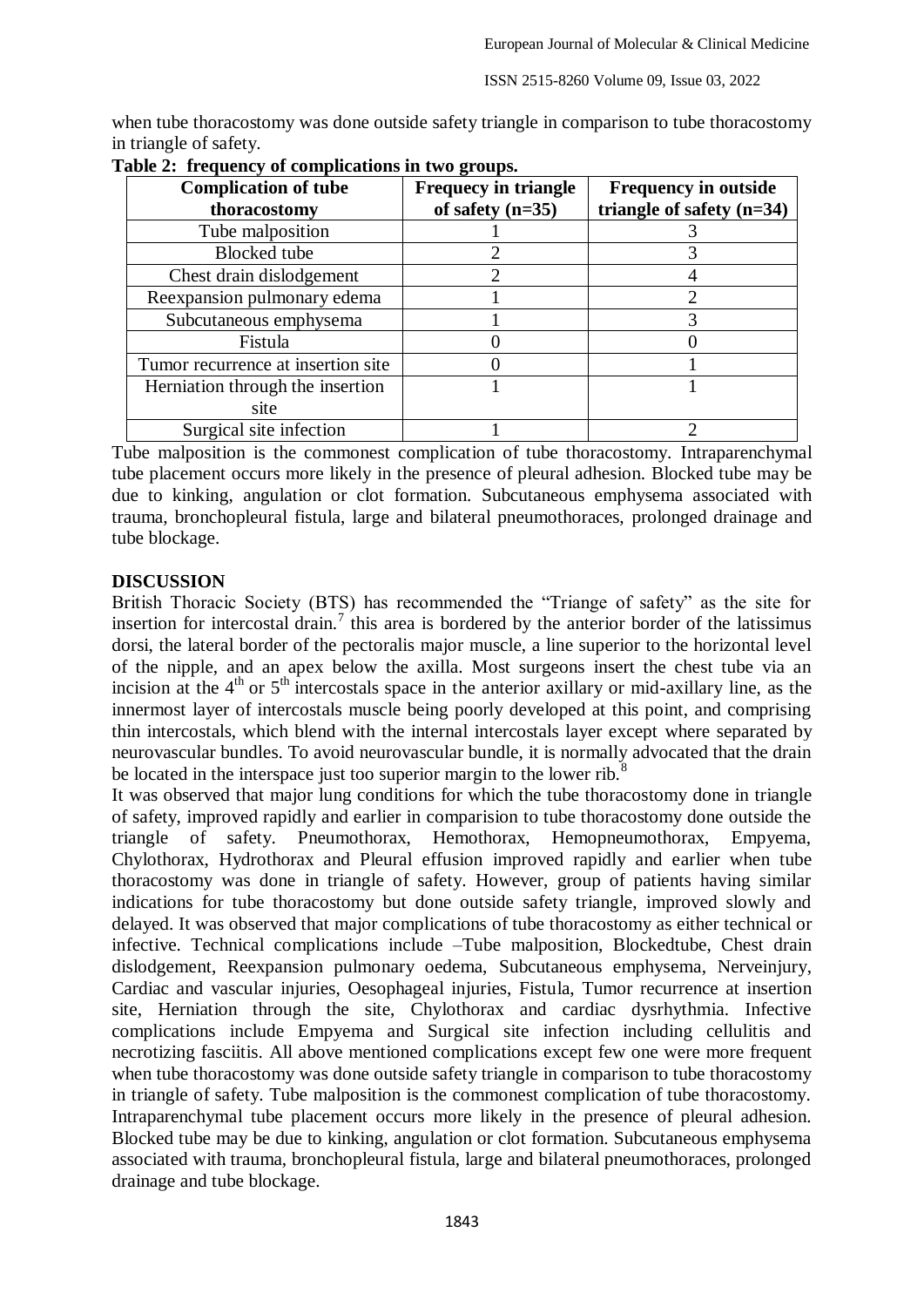when tube thoracostomy was done outside safety triangle in comparison to tube thoracostomy in triangle of safety.

**Table 2: frequency of complications in two groups.**

| Complication of tube thoracostomy | Frequecy in triangle of safety (n=35) | Frequency in outside triangle of safety (n=34) |
|---|---|---|
| Tube malposition | 1 | 3 |
| Blocked tube | 2 | 3 |
| Chest drain dislodgement | 2 | 4 |
| Reexpansion pulmonary edema | 1 | 2 |
| Subcutaneous emphysema | 1 | 3 |
| Fistula | 0 | 0 |
| Tumor recurrence at insertion site | 0 | 1 |
| Herniation through the insertion site | 1 | 1 |
| Surgical site infection | 1 | 2 |

Tube malposition is the commonest complication of tube thoracostomy. Intraparenchymal tube placement occurs more likely in the presence of pleural adhesion. Blocked tube may be due to kinking, angulation or clot formation. Subcutaneous emphysema associated with trauma, bronchopleural fistula, large and bilateral pneumothoraces, prolonged drainage and tube blockage.

## DISCUSSION

British Thoracic Society (BTS) has recommended the "Triange of safety" as the site for insertion for intercostal drain.[7] this area is bordered by the anterior border of the latissimus dorsi, the lateral border of the pectoralis major muscle, a line superior to the horizontal level of the nipple, and an apex below the axilla. Most surgeons insert the chest tube via an incision at the 4th or 5th intercostals space in the anterior axillary or mid-axillary line, as the innermost layer of intercostals muscle being poorly developed at this point, and comprising thin intercostals, which blend with the internal intercostals layer except where separated by neurovascular bundles. To avoid neurovascular bundle, it is normally advocated that the drain be located in the interspace just too superior margin to the lower rib.[8]

It was observed that major lung conditions for which the tube thoracostomy done in triangle of safety, improved rapidly and earlier in comparision to tube thoracostomy done outside the triangle of safety. Pneumothorax, Hemothorax, Hemopneumothorax, Empyema, Chylothorax, Hydrothorax and Pleural effusion improved rapidly and earlier when tube thoracostomy was done in triangle of safety. However, group of patients having similar indications for tube thoracostomy but done outside safety triangle, improved slowly and delayed. It was observed that major complications of tube thoracostomy as either technical or infective. Technical complications include –Tube malposition, Blockedtube, Chest drain dislodgement, Reexpansion pulmonary oedema, Subcutaneous emphysema, Nerveinjury, Cardiac and vascular injuries, Oesophageal injuries, Fistula, Tumor recurrence at insertion site, Herniation through the site, Chylothorax and cardiac dysrhythmia. Infective complications include Empyema and Surgical site infection including cellulitis and necrotizing fasciitis. All above mentioned complications except few one were more frequent when tube thoracostomy was done outside safety triangle in comparison to tube thoracostomy in triangle of safety. Tube malposition is the commonest complication of tube thoracostomy. Intraparenchymal tube placement occurs more likely in the presence of pleural adhesion. Blocked tube may be due to kinking, angulation or clot formation. Subcutaneous emphysema associated with trauma, bronchopleural fistula, large and bilateral pneumothoraces, prolonged drainage and tube blockage.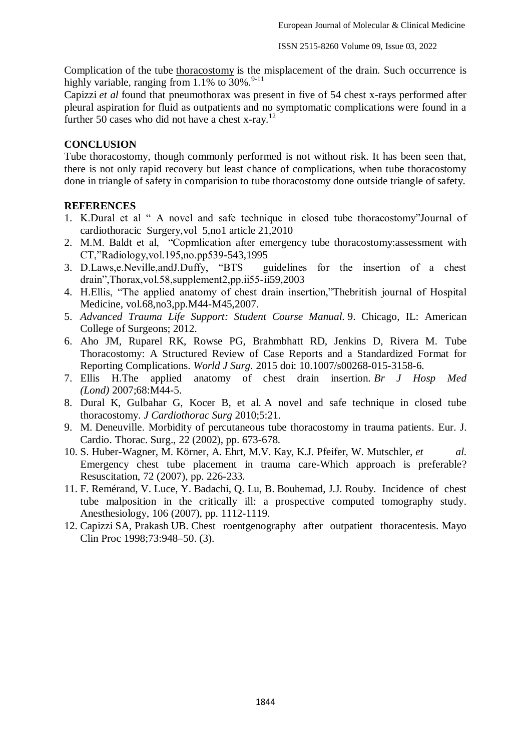Complication of the tube thoracostomy is the misplacement of the drain. Such occurrence is highly variable, ranging from 1.1% to 30%.[9-11]

Capizzi *et al* found that pneumothorax was present in five of 54 chest x-rays performed after pleural aspiration for fluid as outpatients and no symptomatic complications were found in a further 50 cases who did not have a chest x-ray.[12]

## CONCLUSION

Tube thoracostomy, though commonly performed is not without risk. It has been seen that, there is not only rapid recovery but least chance of complications, when tube thoracostomy done in triangle of safety in comparision to tube thoracostomy done outside triangle of safety.

## REFERENCES

1. K.Dural et al " A novel and safe technique in closed tube thoracostomy"Journal of cardiothoracic Surgery,vol 5,no1 article 21,2010
2. M.M. Baldt et al, "Copmlication after emergency tube thoracostomy:assessment with CT,"Radiology,vol.195,no.pp539-543,1995
3. D.Laws,e.Neville,andJ.Duffy, "BTS guidelines for the insertion of a chest drain",Thorax,vol.58,supplement2,pp.ii55-ii59,2003
4. H.Ellis, "The applied anatomy of chest drain insertion,"Thebritish journal of Hospital Medicine, vol.68,no3,pp.M44-M45,2007.
5. *Advanced Trauma Life Support: Student Course Manual.* 9. Chicago, IL: American College of Surgeons; 2012.
6. Aho JM, Ruparel RK, Rowse PG, Brahmbhatt RD, Jenkins D, Rivera M. Tube Thoracostomy: A Structured Review of Case Reports and a Standardized Format for Reporting Complications. *World J Surg.* 2015 doi: 10.1007/s00268-015-3158-6.
7. Ellis H.The applied anatomy of chest drain insertion. *Br J Hosp Med (Lond)* 2007;68:M44-5.
8. Dural K, Gulbahar G, Kocer B, et al. A novel and safe technique in closed tube thoracostomy. *J Cardiothorac Surg* 2010;5:21.
9. M. Deneuville. Morbidity of percutaneous tube thoracostomy in trauma patients. Eur. J. Cardio. Thorac. Surg., 22 (2002), pp. 673-678.
10. S. Huber-Wagner, M. Körner, A. Ehrt, M.V. Kay, K.J. Pfeifer, W. Mutschler, *et al.* Emergency chest tube placement in trauma care-Which approach is preferable? Resuscitation, 72 (2007), pp. 226-233.
11. F. Remérand, V. Luce, Y. Badachi, Q. Lu, B. Bouhemad, J.J. Rouby. Incidence of chest tube malposition in the critically ill: a prospective computed tomography study. Anesthesiology, 106 (2007), pp. 1112-1119.
12. Capizzi SA, Prakash UB. Chest roentgenography after outpatient thoracentesis. Mayo Clin Proc 1998;73:948–50. (3).